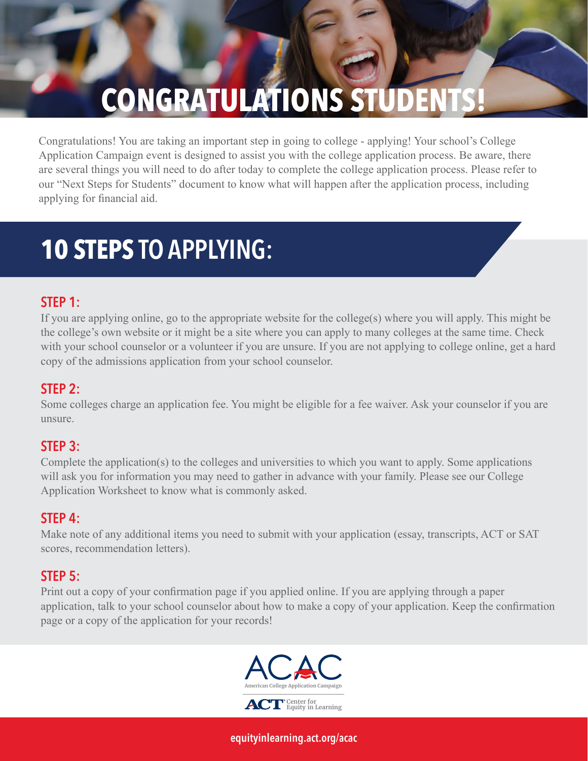# CONGRATULATIONS STUDENTS!

Congratulations! You are taking an important step in going to college - applying! Your school's College Application Campaign event is designed to assist you with the college application process. Be aware, there are several things you will need to do after today to complete the college application process. Please refer to our "Next Steps for Students" document to know what will happen after the application process, including applying for financial aid.

## 10 STEPS TO APPLYING:

### STEP 1:

If you are applying online, go to the appropriate website for the college(s) where you will apply. This might be the college's own website or it might be a site where you can apply to many colleges at the same time. Check with your school counselor or a volunteer if you are unsure. If you are not applying to college online, get a hard copy of the admissions application from your school counselor.

### STEP 2:

Some colleges charge an application fee. You might be eligible for a fee waiver. Ask your counselor if you are unsure.

### STEP 3:

Complete the application(s) to the colleges and universities to which you want to apply. Some applications will ask you for information you may need to gather in advance with your family. Please see our College Application Worksheet to know what is commonly asked.

### STEP 4:

Make note of any additional items you need to submit with your application (essay, transcripts, ACT or SAT scores, recommendation letters).

### STEP 5:

Print out a copy of your confirmation page if you applied online. If you are applying through a paper application, talk to your school counselor about how to make a copy of your application. Keep the confirmation page or a copy of the application for your records!

ACAC American College Application Campaign

ACT Center for Equity in Learning

equityinlearning.act.org/acac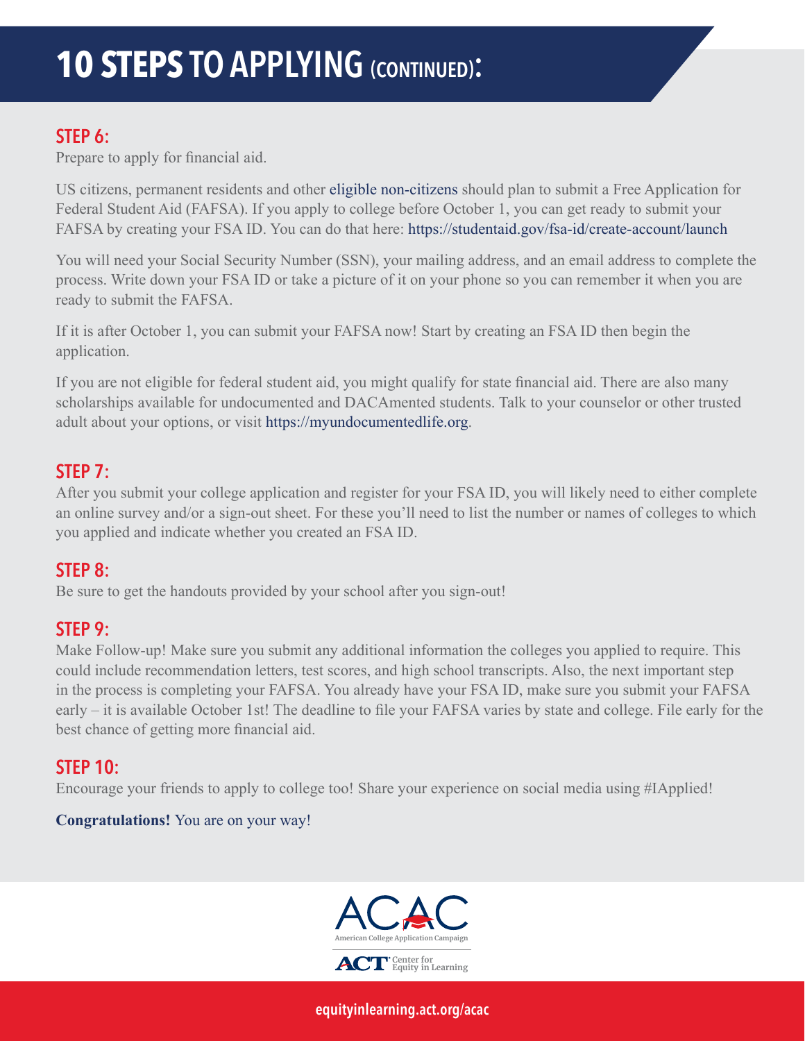# 10 STEPS TO APPLYING (CONTINUED):

## STEP 6:

Prepare to apply for financial aid.

US citizens, permanent residents and other eligible non-citizens should plan to submit a Free Application for Federal Student Aid (FAFSA). If you apply to college before October 1, you can get ready to submit your FAFSA by creating your FSA ID. You can do that here: https://studentaid.gov/fsa-id/create-account/launch

You will need your Social Security Number (SSN), your mailing address, and an email address to complete the process. Write down your FSA ID or take a picture of it on your phone so you can remember it when you are ready to submit the FAFSA.

If it is after October 1, you can submit your FAFSA now! Start by creating an FSA ID then begin the application.

If you are not eligible for federal student aid, you might qualify for state financial aid. There are also many scholarships available for undocumented and DACAmented students. Talk to your counselor or other trusted adult about your options, or visit https://myundocumentedlife.org.

## STEP 7:

After you submit your college application and register for your FSA ID, you will likely need to either complete an online survey and/or a sign-out sheet. For these you'll need to list the number or names of colleges to which you applied and indicate whether you created an FSA ID.

## STEP 8:

Be sure to get the handouts provided by your school after you sign-out!

## STEP 9:

Make Follow-up! Make sure you submit any additional information the colleges you applied to require. This could include recommendation letters, test scores, and high school transcripts. Also, the next important step in the process is completing your FAFSA. You already have your FSA ID, make sure you submit your FAFSA early – it is available October 1st! The deadline to file your FAFSA varies by state and college. File early for the best chance of getting more financial aid.

## STEP 10:

Encourage your friends to apply to college too! Share your experience on social media using #IApplied!

**Congratulations!** You are on your way!

ACAC
American College Application Campaign

ACT Center for Equity in Learning

equityinlearning.act.org/acac